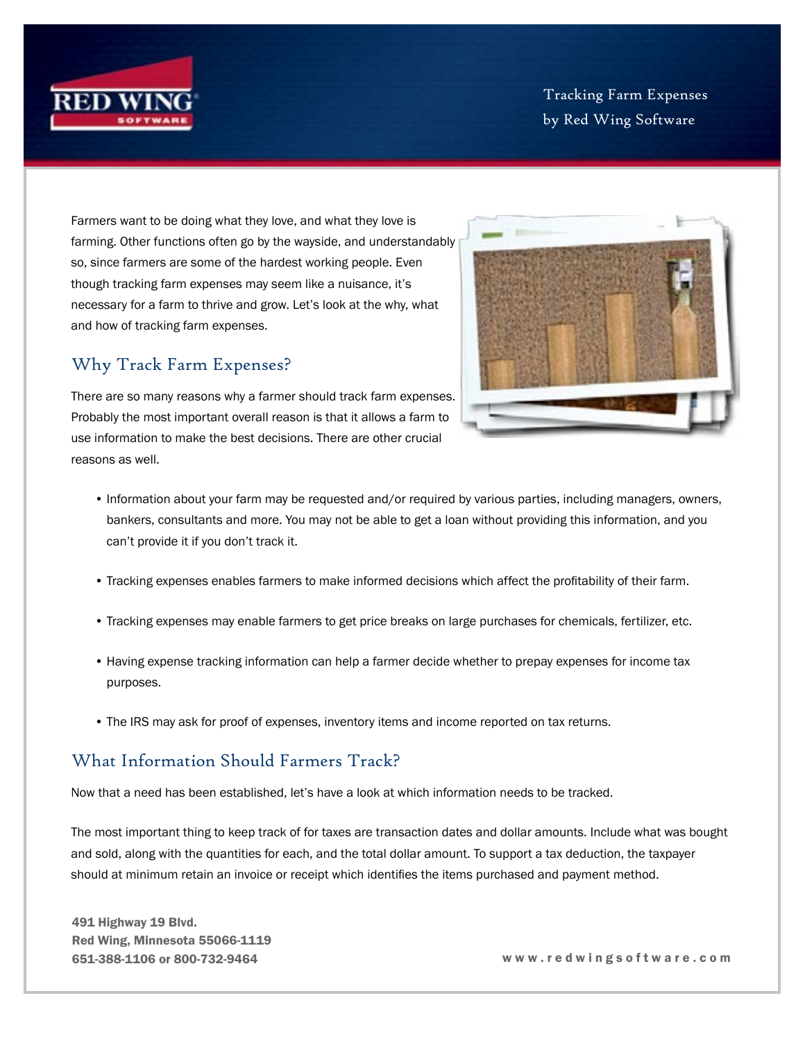Tracking Farm Expenses
by Red Wing Software

Farmers want to be doing what they love, and what they love is farming. Other functions often go by the wayside, and understandably so, since farmers are some of the hardest working people. Even though tracking farm expenses may seem like a nuisance, it's necessary for a farm to thrive and grow. Let's look at the why, what and how of tracking farm expenses.

## Why Track Farm Expenses?

There are so many reasons why a farmer should track farm expenses. Probably the most important overall reason is that it allows a farm to use information to make the best decisions. There are other crucial reasons as well.

- Information about your farm may be requested and/or required by various parties, including managers, owners, bankers, consultants and more. You may not be able to get a loan without providing this information, and you can't provide it if you don't track it.
- Tracking expenses enables farmers to make informed decisions which affect the profitability of their farm.
- Tracking expenses may enable farmers to get price breaks on large purchases for chemicals, fertilizer, etc.
- Having expense tracking information can help a farmer decide whether to prepay expenses for income tax purposes.
- The IRS may ask for proof of expenses, inventory items and income reported on tax returns.

## What Information Should Farmers Track?

Now that a need has been established, let's have a look at which information needs to be tracked.

The most important thing to keep track of for taxes are transaction dates and dollar amounts. Include what was bought and sold, along with the quantities for each, and the total dollar amount. To support a tax deduction, the taxpayer should at minimum retain an invoice or receipt which identifies the items purchased and payment method.

**491 Highway 19 Blvd.**
**Red Wing, Minnesota 55066-1119**
**651-388-1106 or 800-732-9464**

**www.redwingsoftware.com**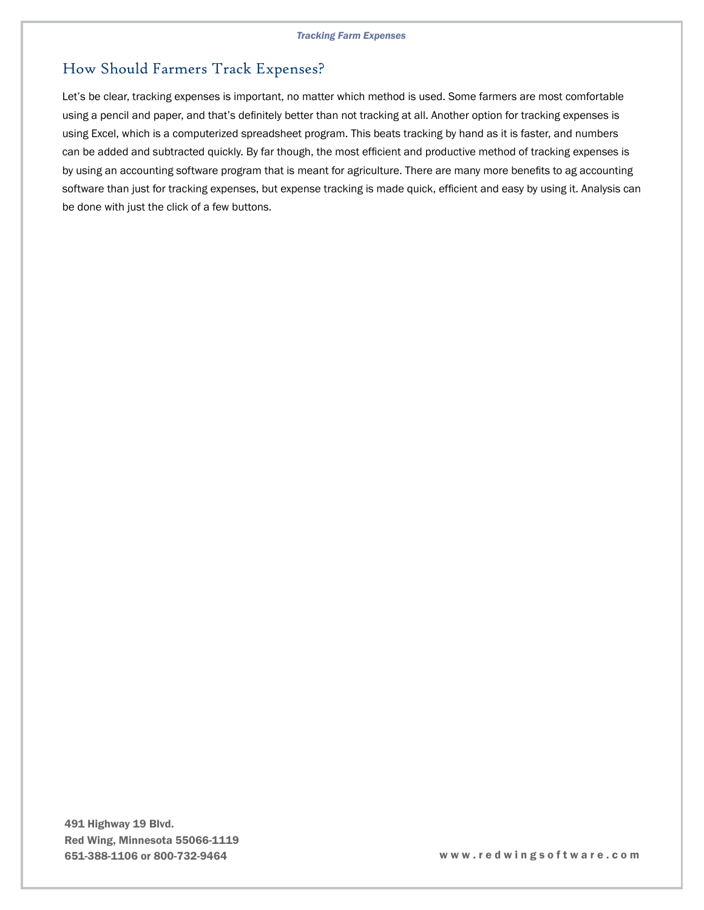## How Should Farmers Track Expenses?

Let's be clear, tracking expenses is important, no matter which method is used. Some farmers are most comfortable using a pencil and paper, and that's definitely better than not tracking at all. Another option for tracking expenses is using Excel, which is a computerized spreadsheet program. This beats tracking by hand as it is faster, and numbers can be added and subtracted quickly. By far though, the most efficient and productive method of tracking expenses is by using an accounting software program that is meant for agriculture. There are many more benefits to ag accounting software than just for tracking expenses, but expense tracking is made quick, efficient and easy by using it. Analysis can be done with just the click of a few buttons.

**491 Highway 19 Blvd.**
**Red Wing, Minnesota 55066-1119**
**651-388-1106 or 800-732-9464**

**www.redwingsoftware.com**